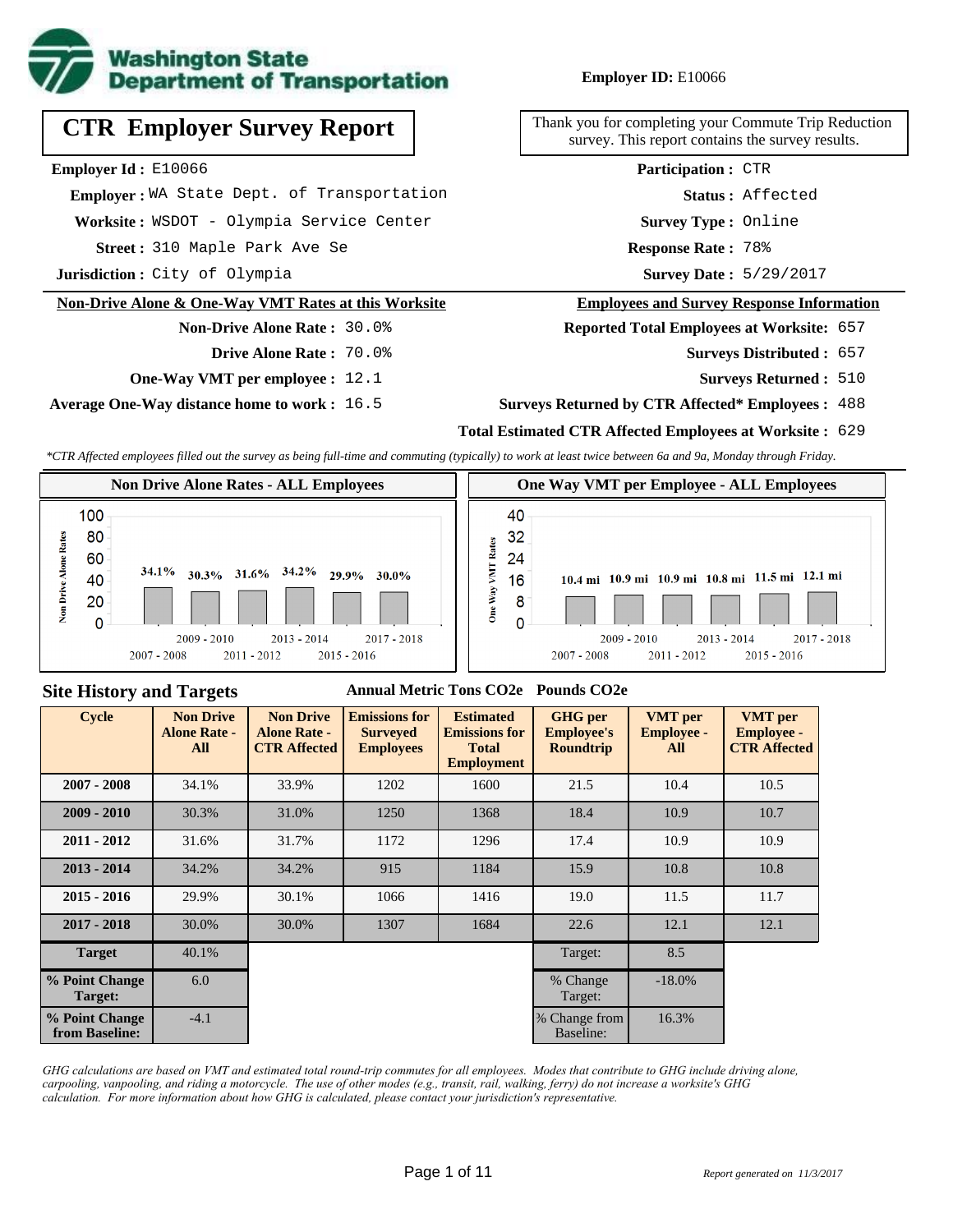**Washington State Department of Transportation**

**Employer ID:** E10066

# CTR Employer Survey Report

Thank you for completing your Commute Trip Reduction survey. This report contains the survey results.

**Employer Id :** E10066
**Employer :** WA State Dept. of Transportation
**Worksite :** WSDOT - Olympia Service Center
**Street :** 310 Maple Park Ave Se
**Jurisdiction :** City of Olympia

**Participation :** CTR
**Status :** Affected
**Survey Type :** Online
**Response Rate :** 78%
**Survey Date :** 5/29/2017

## Non-Drive Alone & One-Way VMT Rates at this Worksite

**Non-Drive Alone Rate :** 30.0%
**Drive Alone Rate :** 70.0%
**One-Way VMT per employee :** 12.1
**Average One-Way distance home to work :** 16.5

## Employees and Survey Response Information

**Reported Total Employees at Worksite:** 657
**Surveys Distributed :** 657
**Surveys Returned :** 510
**Surveys Returned by CTR Affected* Employees :** 488
**Total Estimated CTR Affected Employees at Worksite :** 629

*\*CTR Affected employees filled out the survey as being full-time and commuting (typically) to work at least twice between 6a and 9a, Monday through Friday.*

**Non Drive Alone Rates - ALL Employees**

| 2007 - 2008 | 2009 - 2010 | 2011 - 2012 | 2013 - 2014 | 2015 - 2016 | 2017 - 2018 |
|---|---|---|---|---|---|
| 34.1% | 30.3% | 31.6% | 34.2% | 29.9% | 30.0% |

**One Way VMT per Employee - ALL Employees**

| 2007 - 2008 | 2009 - 2010 | 2011 - 2012 | 2013 - 2014 | 2015 - 2016 | 2017 - 2018 |
|---|---|---|---|---|---|
| 10.4 mi | 10.9 mi | 10.9 mi | 10.8 mi | 11.5 mi | 12.1 mi |

## Site History and Targets

Annual Metric Tons $CO_2e$ Pounds $CO_2e$

| Cycle | Non Drive Alone Rate - All | Non Drive Alone Rate - CTR Affected | Emissions for Surveyed Employees | Estimated Emissions for Total Employment | GHG per Employee's Roundtrip | VMT per Employee - All | VMT per Employee - CTR Affected |
|---|---|---|---|---|---|---|---|
| 2007 - 2008 | 34.1% | 33.9% | 1202 | 1600 | 21.5 | 10.4 | 10.5 |
| 2009 - 2010 | 30.3% | 31.0% | 1250 | 1368 | 18.4 | 10.9 | 10.7 |
| 2011 - 2012 | 31.6% | 31.7% | 1172 | 1296 | 17.4 | 10.9 | 10.9 |
| 2013 - 2014 | 34.2% | 34.2% | 915 | 1184 | 15.9 | 10.8 | 10.8 |
| 2015 - 2016 | 29.9% | 30.1% | 1066 | 1416 | 19.0 | 11.5 | 11.7 |
| 2017 - 2018 | 30.0% | 30.0% | 1307 | 1684 | 22.6 | 12.1 | 12.1 |
| Target | 40.1% | | | | Target: | 8.5 | |
| % Point Change Target: | 6.0 | | | | % Change Target: | -18.0% | |
| % Point Change from Baseline: | -4.1 | | | | % Change from Baseline: | 16.3% | |

*GHG calculations are based on VMT and estimated total round-trip commutes for all employees. Modes that contribute to GHG include driving alone, carpooling, vanpooling, and riding a motorcycle. The use of other modes (e.g., transit, rail, walking, ferry) do not increase a worksite's GHG calculation. For more information about how GHG is calculated, please contact your jurisdiction's representative.*

*Report generated on 11/3/2017*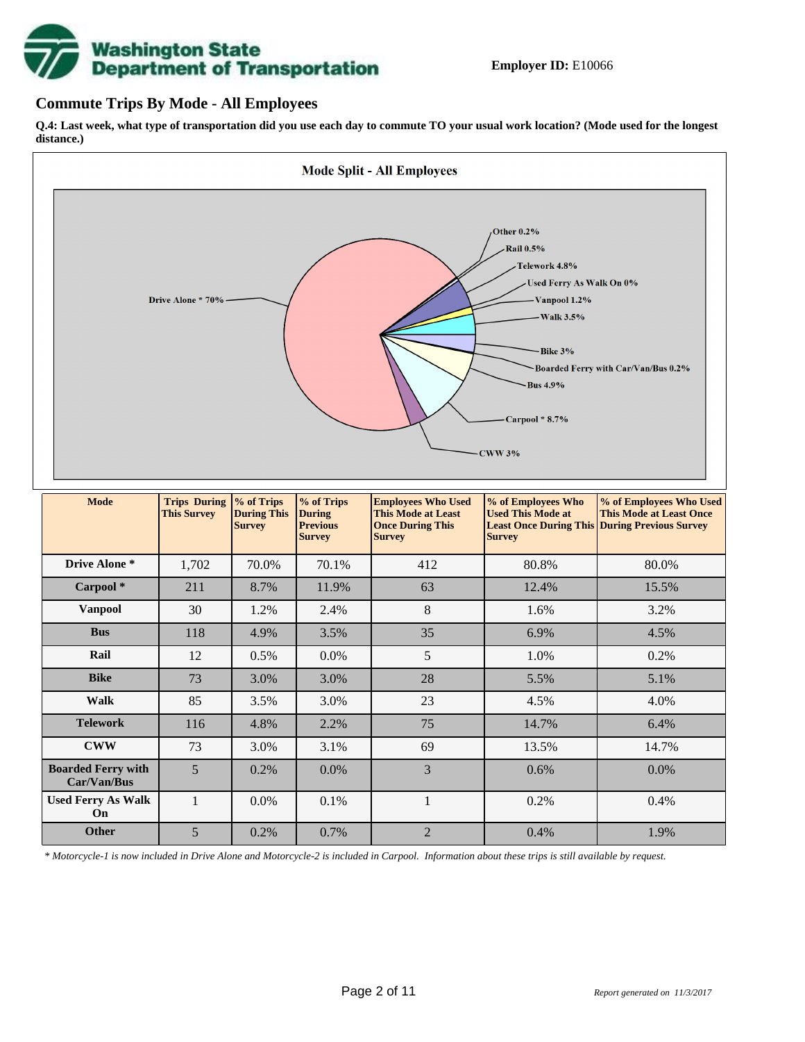Employer ID: E10066

## Commute Trips By Mode - All Employees

**Q.4: Last week, what type of transportation did you use each day to commute TO your usual work location? (Mode used for the longest distance.)**

Mode Split - All Employees

Other 0.2%
Rail 0.5%
Telework 4.8%
Used Ferry As Walk On 0%
Vanpool 1.2%
Walk 3.5%
Bike 3%
Boarded Ferry with Car/Van/Bus 0.2%
Bus 4.9%
Carpool * 8.7%
CWW 3%
Drive Alone * 70%

| Mode | Trips During This Survey | % of Trips During This Survey | % of Trips During Previous Survey | Employees Who Used This Mode at Least Once During This Survey | % of Employees Who Used This Mode at Least Once During This Survey | % of Employees Who Used This Mode at Least Once During Previous Survey |
|---|---|---|---|---|---|---|
| Drive Alone * | 1,702 | 70.0% | 70.1% | 412 | 80.8% | 80.0% |
| Carpool * | 211 | 8.7% | 11.9% | 63 | 12.4% | 15.5% |
| Vanpool | 30 | 1.2% | 2.4% | 8 | 1.6% | 3.2% |
| Bus | 118 | 4.9% | 3.5% | 35 | 6.9% | 4.5% |
| Rail | 12 | 0.5% | 0.0% | 5 | 1.0% | 0.2% |
| Bike | 73 | 3.0% | 3.0% | 28 | 5.5% | 5.1% |
| Walk | 85 | 3.5% | 3.0% | 23 | 4.5% | 4.0% |
| Telework | 116 | 4.8% | 2.2% | 75 | 14.7% | 6.4% |
| CWW | 73 | 3.0% | 3.1% | 69 | 13.5% | 14.7% |
| Boarded Ferry with Car/Van/Bus | 5 | 0.2% | 0.0% | 3 | 0.6% | 0.0% |
| Used Ferry As Walk On | 1 | 0.0% | 0.1% | 1 | 0.2% | 0.4% |
| Other | 5 | 0.2% | 0.7% | 2 | 0.4% | 1.9% |

*\* Motorcycle-1 is now included in Drive Alone and Motorcycle-2 is included in Carpool. Information about these trips is still available by request.*

*Report generated on 11/3/2017*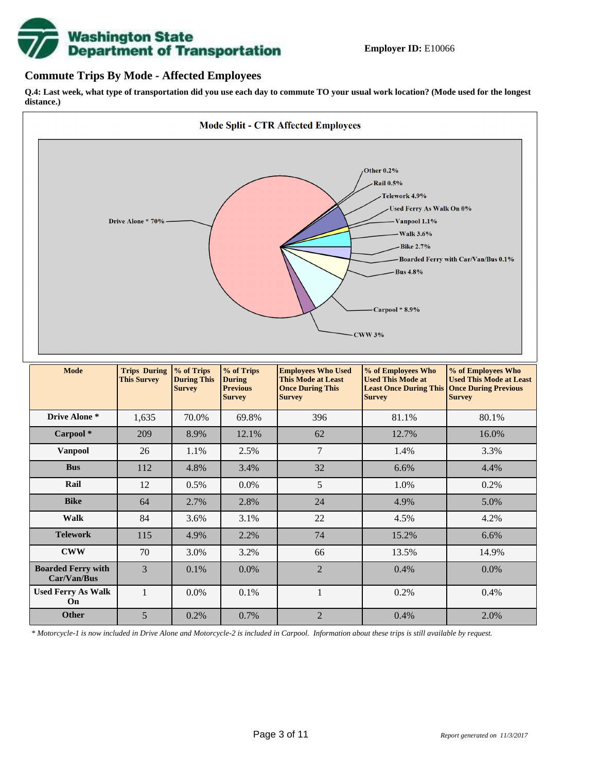**Employer ID:** E10066

## Commute Trips By Mode - Affected Employees

**Q.4: Last week, what type of transportation did you use each day to commute TO your usual work location? (Mode used for the longest distance.)**

**Mode Split - CTR Affected Employees**

Drive Alone * 70%
Other 0.2%
Rail 0.5%
Telework 4.9%
Used Ferry As Walk On 0%
Vanpool 1.1%
Walk 3.6%
Bike 2.7%
Boarded Ferry with Car/Van/Bus 0.1%
Bus 4.8%
Carpool * 8.9%
CWW 3%

| Mode | Trips During This Survey | % of Trips During This Survey | % of Trips During Previous Survey | Employees Who Used This Mode at Least Once During This Survey | % of Employees Who Used This Mode at Least Once During This Survey | % of Employees Who Used This Mode at Least Once During Previous Survey |
|---|---|---|---|---|---|---|
| **Drive Alone *** | 1,635 | 70.0% | 69.8% | 396 | 81.1% | 80.1% |
| **Carpool *** | 209 | 8.9% | 12.1% | 62 | 12.7% | 16.0% |
| **Vanpool** | 26 | 1.1% | 2.5% | 7 | 1.4% | 3.3% |
| **Bus** | 112 | 4.8% | 3.4% | 32 | 6.6% | 4.4% |
| **Rail** | 12 | 0.5% | 0.0% | 5 | 1.0% | 0.2% |
| **Bike** | 64 | 2.7% | 2.8% | 24 | 4.9% | 5.0% |
| **Walk** | 84 | 3.6% | 3.1% | 22 | 4.5% | 4.2% |
| **Telework** | 115 | 4.9% | 2.2% | 74 | 15.2% | 6.6% |
| **CWW** | 70 | 3.0% | 3.2% | 66 | 13.5% | 14.9% |
| **Boarded Ferry with Car/Van/Bus** | 3 | 0.1% | 0.0% | 2 | 0.4% | 0.0% |
| **Used Ferry As Walk On** | 1 | 0.0% | 0.1% | 1 | 0.2% | 0.4% |
| **Other** | 5 | 0.2% | 0.7% | 2 | 0.4% | 2.0% |

*\* Motorcycle-1 is now included in Drive Alone and Motorcycle-2 is included in Carpool. Information about these trips is still available by request.*

*Report generated on 11/3/2017*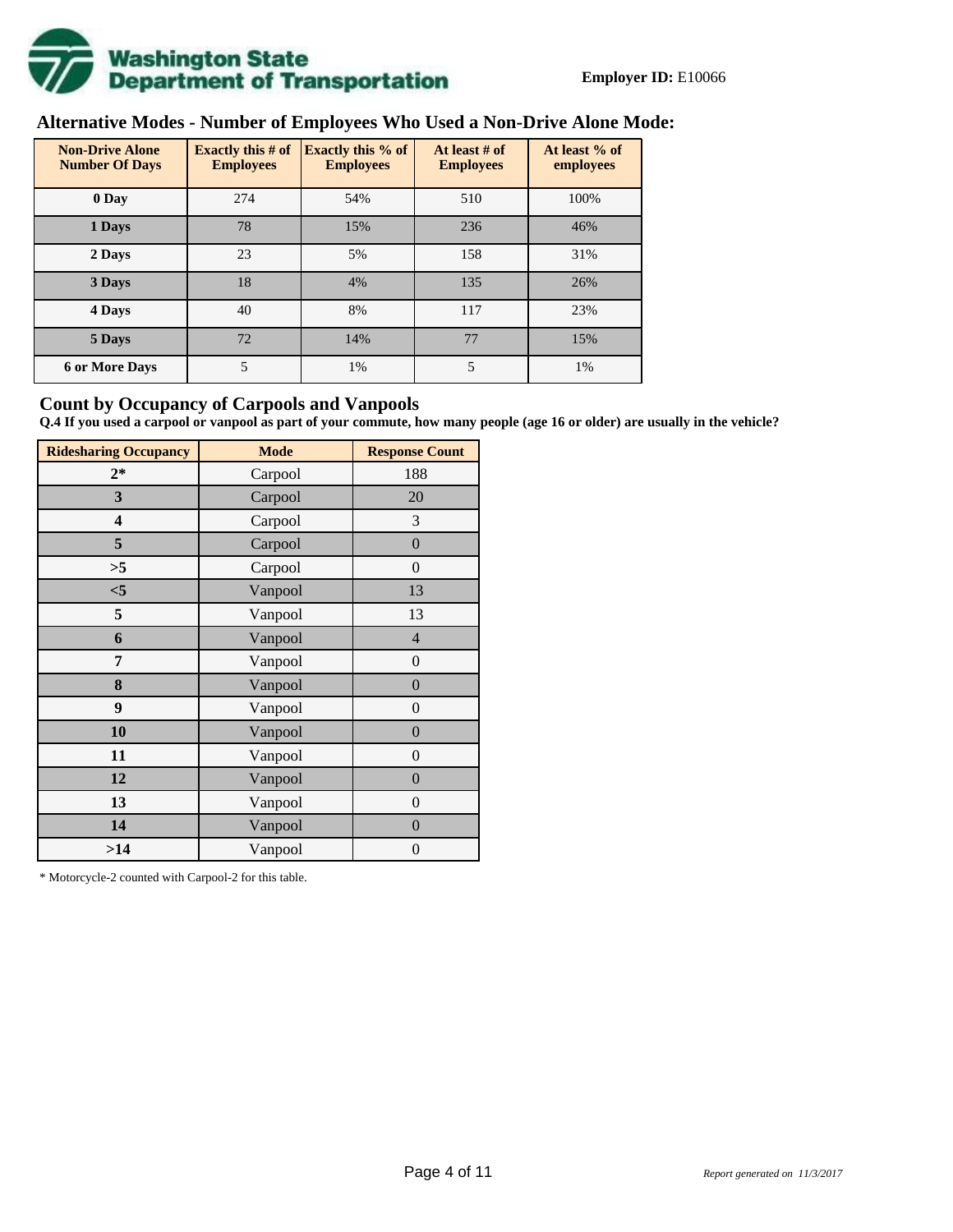**Employer ID:** E10066

## Alternative Modes - Number of Employees Who Used a Non-Drive Alone Mode:

| Non-Drive Alone Number Of Days | Exactly this # of Employees | Exactly this % of Employees | At least # of Employees | At least % of employees |
|---|---|---|---|---|
| 0 Day | 274 | 54% | 510 | 100% |
| 1 Days | 78 | 15% | 236 | 46% |
| 2 Days | 23 | 5% | 158 | 31% |
| 3 Days | 18 | 4% | 135 | 26% |
| 4 Days | 40 | 8% | 117 | 23% |
| 5 Days | 72 | 14% | 77 | 15% |
| 6 or More Days | 5 | 1% | 5 | 1% |

## Count by Occupancy of Carpools and Vanpools

**Q.4 If you used a carpool or vanpool as part of your commute, how many people (age 16 or older) are usually in the vehicle?**

| Ridesharing Occupancy | Mode | Response Count |
|---|---|---|
| 2* | Carpool | 188 |
| 3 | Carpool | 20 |
| 4 | Carpool | 3 |
| 5 | Carpool | 0 |
| >5 | Carpool | 0 |
| <5 | Vanpool | 13 |
| 5 | Vanpool | 13 |
| 6 | Vanpool | 4 |
| 7 | Vanpool | 0 |
| 8 | Vanpool | 0 |
| 9 | Vanpool | 0 |
| 10 | Vanpool | 0 |
| 11 | Vanpool | 0 |
| 12 | Vanpool | 0 |
| 13 | Vanpool | 0 |
| 14 | Vanpool | 0 |
| >14 | Vanpool | 0 |

* Motorcycle-2 counted with Carpool-2 for this table.

*Report generated on 11/3/2017*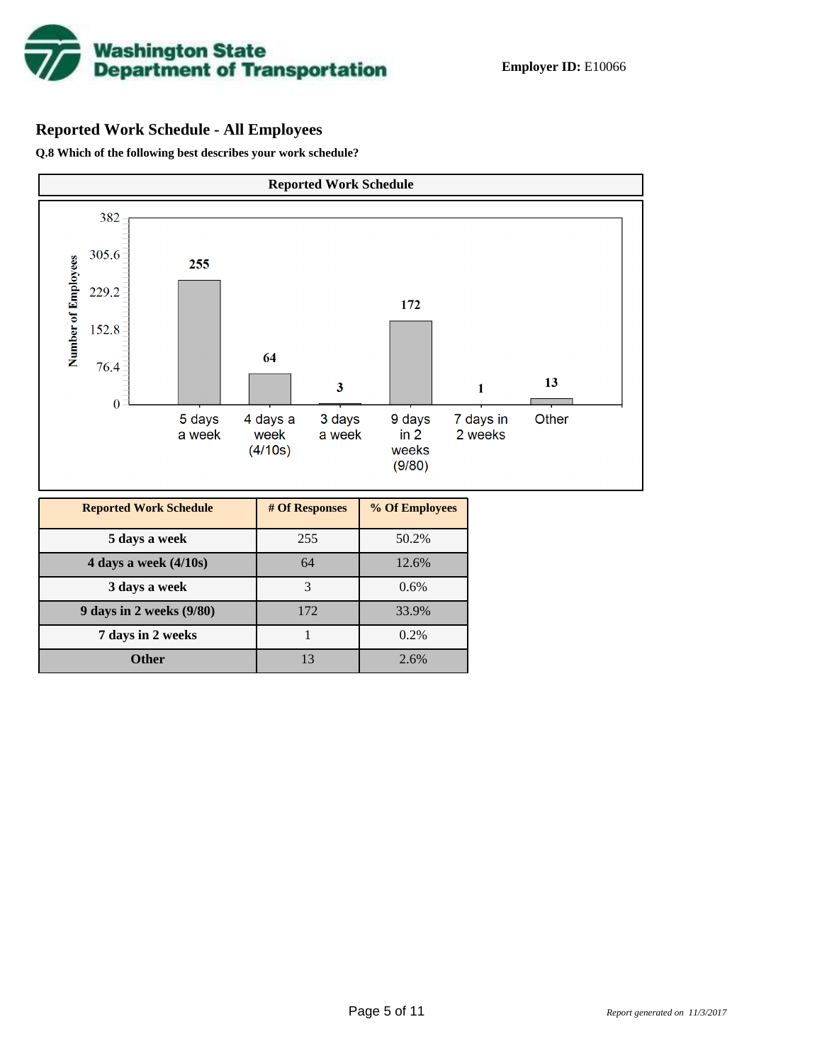**Employer ID:** E10066

## Reported Work Schedule - All Employees

**Q.8 Which of the following best describes your work schedule?**

**Reported Work Schedule**

| Reported Work Schedule | # Of Responses | % Of Employees |
|---|---|---|
| 5 days a week | 255 | 50.2% |
| 4 days a week (4/10s) | 64 | 12.6% |
| 3 days a week | 3 | 0.6% |
| 9 days in 2 weeks (9/80) | 172 | 33.9% |
| 7 days in 2 weeks | 1 | 0.2% |
| Other | 13 | 2.6% |

*Report generated on 11/3/2017*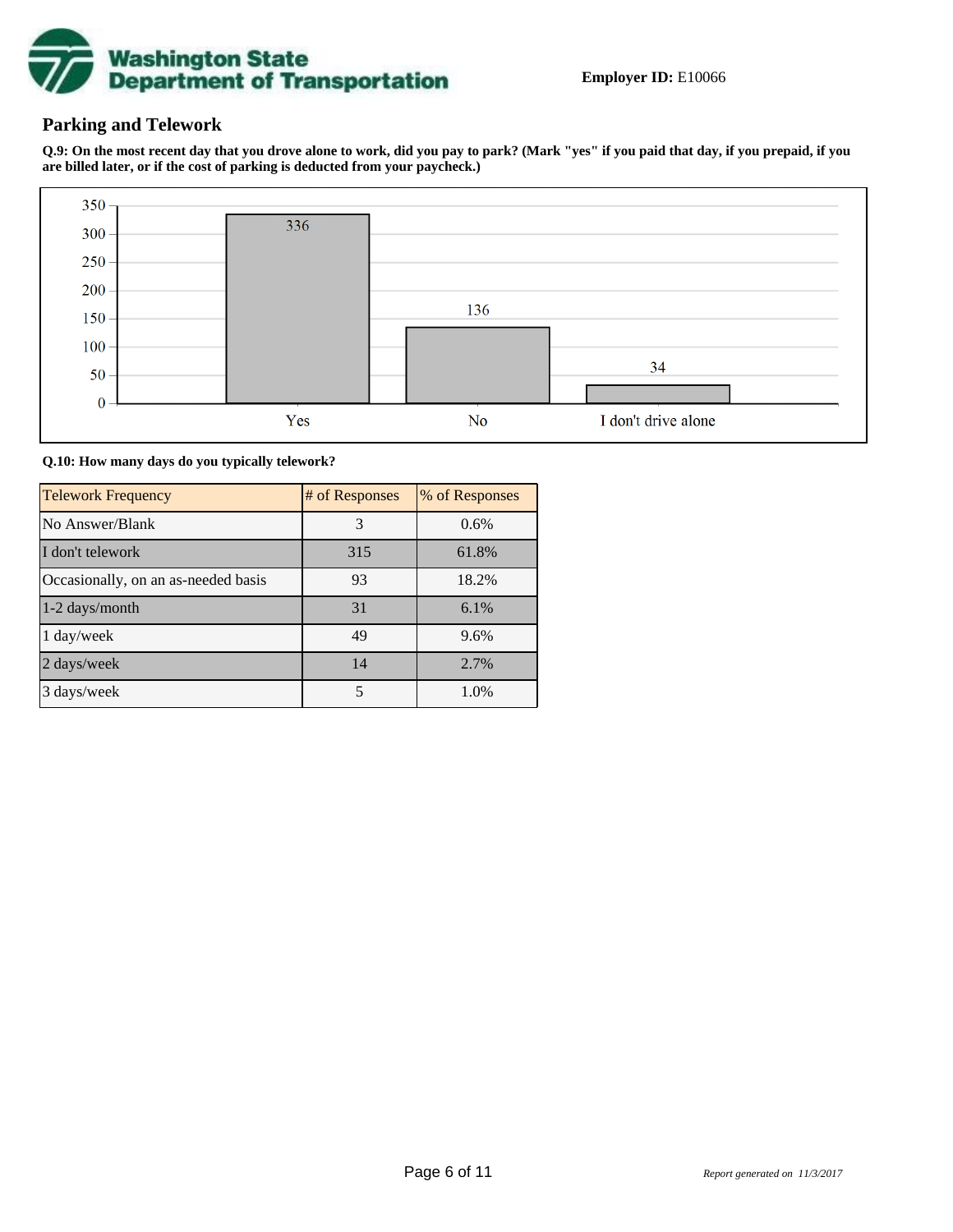**Employer ID:** E10066

## Parking and Telework

**Q.9: On the most recent day that you drove alone to work, did you pay to park? (Mark "yes" if you paid that day, if you prepaid, if you are billed later, or if the cost of parking is deducted from your paycheck.)**

| Response | Count |
|---|---|
| Yes | 336 |
| No | 136 |
| I don't drive alone | 34 |

**Q.10: How many days do you typically telework?**

| Telework Frequency | # of Responses | % of Responses |
|---|---|---|
| No Answer/Blank | 3 | 0.6% |
| I don't telework | 315 | 61.8% |
| Occasionally, on an as-needed basis | 93 | 18.2% |
| 1-2 days/month | 31 | 6.1% |
| 1 day/week | 49 | 9.6% |
| 2 days/week | 14 | 2.7% |
| 3 days/week | 5 | 1.0% |

*Report generated on 11/3/2017*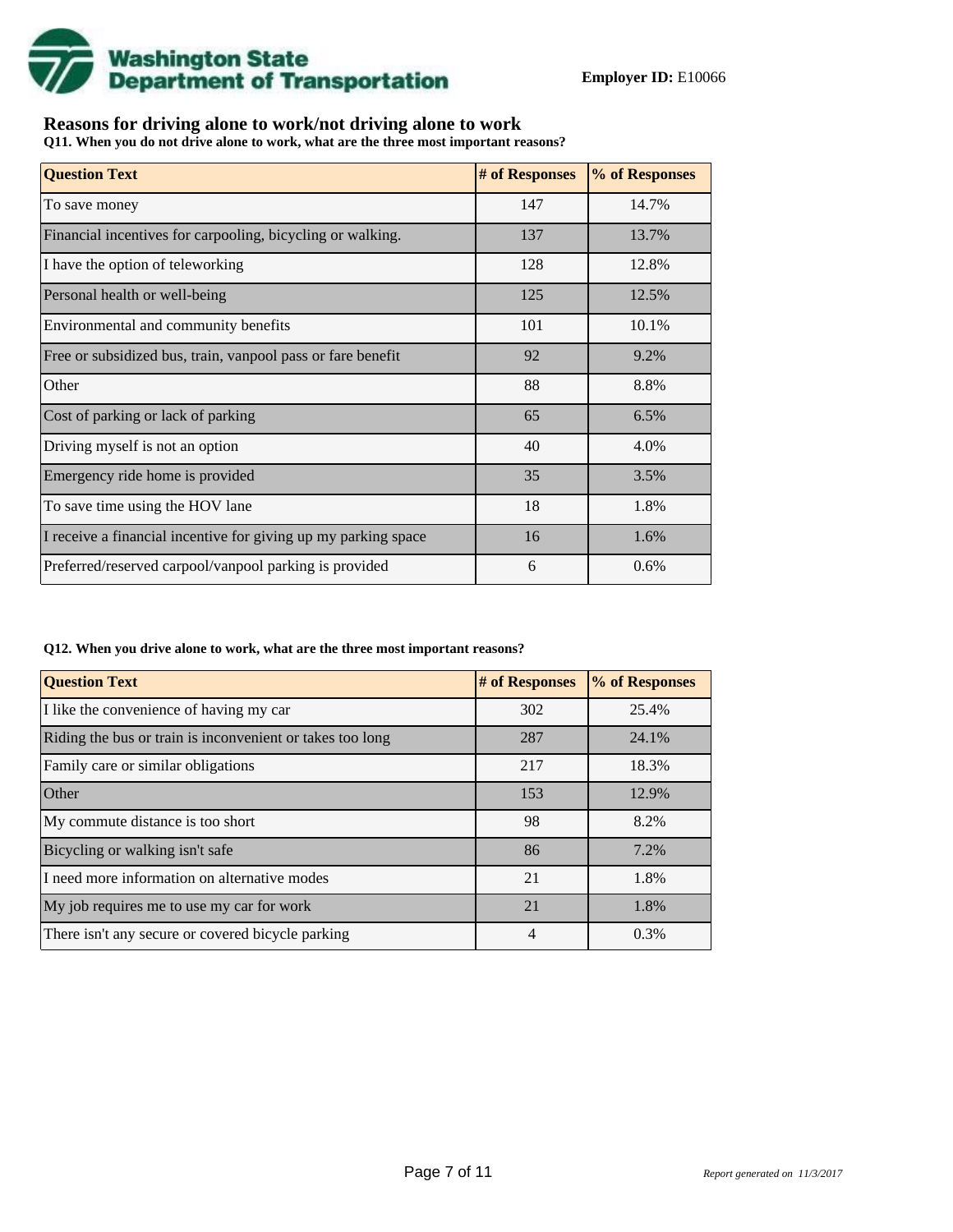**Employer ID:** E10066

## Reasons for driving alone to work/not driving alone to work

**Q11. When you do not drive alone to work, what are the three most important reasons?**

| Question Text | # of Responses | % of Responses |
|---|---|---|
| To save money | 147 | 14.7% |
| Financial incentives for carpooling, bicycling or walking. | 137 | 13.7% |
| I have the option of teleworking | 128 | 12.8% |
| Personal health or well-being | 125 | 12.5% |
| Environmental and community benefits | 101 | 10.1% |
| Free or subsidized bus, train, vanpool pass or fare benefit | 92 | 9.2% |
| Other | 88 | 8.8% |
| Cost of parking or lack of parking | 65 | 6.5% |
| Driving myself is not an option | 40 | 4.0% |
| Emergency ride home is provided | 35 | 3.5% |
| To save time using the HOV lane | 18 | 1.8% |
| I receive a financial incentive for giving up my parking space | 16 | 1.6% |
| Preferred/reserved carpool/vanpool parking is provided | 6 | 0.6% |

**Q12. When you drive alone to work, what are the three most important reasons?**

| Question Text | # of Responses | % of Responses |
|---|---|---|
| I like the convenience of having my car | 302 | 25.4% |
| Riding the bus or train is inconvenient or takes too long | 287 | 24.1% |
| Family care or similar obligations | 217 | 18.3% |
| Other | 153 | 12.9% |
| My commute distance is too short | 98 | 8.2% |
| Bicycling or walking isn't safe | 86 | 7.2% |
| I need more information on alternative modes | 21 | 1.8% |
| My job requires me to use my car for work | 21 | 1.8% |
| There isn't any secure or covered bicycle parking | 4 | 0.3% |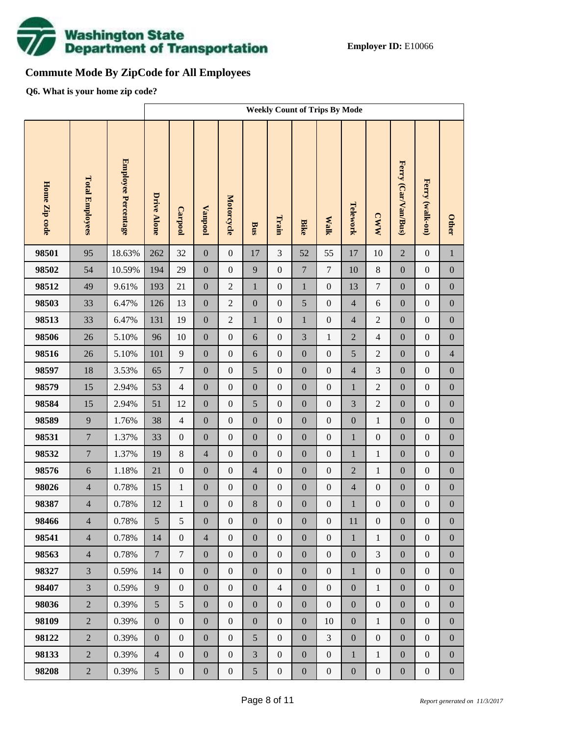**Employer ID:** E10066

## Commute Mode By ZipCode for All Employees

**Q6. What is your home zip code?**

| | | | Weekly Count of Trips By Mode | | | | | | | | | | | | |
|---|---|---|---|---|---|---|---|---|---|---|---|---|---|---|---|
| **Home Zip code** | **Total Employees** | **Employee Percentage** | **Drive Alone** | **Carpool** | **Vanpool** | **Motorcycle** | **Bus** | **Train** | **Bike** | **Walk** | **Telework** | **CWW** | **Ferry (Car/Van/Bus)** | **Ferry (walk-on)** | **Other** |
| **98501** | 95 | 18.63% | 262 | 32 | 0 | 0 | 17 | 3 | 52 | 55 | 17 | 10 | 2 | 0 | 1 |
| **98502** | 54 | 10.59% | 194 | 29 | 0 | 0 | 9 | 0 | 7 | 7 | 10 | 8 | 0 | 0 | 0 |
| **98512** | 49 | 9.61% | 193 | 21 | 0 | 2 | 1 | 0 | 1 | 0 | 13 | 7 | 0 | 0 | 0 |
| **98503** | 33 | 6.47% | 126 | 13 | 0 | 2 | 0 | 0 | 5 | 0 | 4 | 6 | 0 | 0 | 0 |
| **98513** | 33 | 6.47% | 131 | 19 | 0 | 2 | 1 | 0 | 1 | 0 | 4 | 2 | 0 | 0 | 0 |
| **98506** | 26 | 5.10% | 96 | 10 | 0 | 0 | 6 | 0 | 3 | 1 | 2 | 4 | 0 | 0 | 0 |
| **98516** | 26 | 5.10% | 101 | 9 | 0 | 0 | 6 | 0 | 0 | 0 | 5 | 2 | 0 | 0 | 4 |
| **98597** | 18 | 3.53% | 65 | 7 | 0 | 0 | 5 | 0 | 0 | 0 | 4 | 3 | 0 | 0 | 0 |
| **98579** | 15 | 2.94% | 53 | 4 | 0 | 0 | 0 | 0 | 0 | 0 | 1 | 2 | 0 | 0 | 0 |
| **98584** | 15 | 2.94% | 51 | 12 | 0 | 0 | 5 | 0 | 0 | 0 | 3 | 2 | 0 | 0 | 0 |
| **98589** | 9 | 1.76% | 38 | 4 | 0 | 0 | 0 | 0 | 0 | 0 | 0 | 1 | 0 | 0 | 0 |
| **98531** | 7 | 1.37% | 33 | 0 | 0 | 0 | 0 | 0 | 0 | 0 | 1 | 0 | 0 | 0 | 0 |
| **98532** | 7 | 1.37% | 19 | 8 | 4 | 0 | 0 | 0 | 0 | 0 | 1 | 1 | 0 | 0 | 0 |
| **98576** | 6 | 1.18% | 21 | 0 | 0 | 0 | 4 | 0 | 0 | 0 | 2 | 1 | 0 | 0 | 0 |
| **98026** | 4 | 0.78% | 15 | 1 | 0 | 0 | 0 | 0 | 0 | 0 | 4 | 0 | 0 | 0 | 0 |
| **98387** | 4 | 0.78% | 12 | 1 | 0 | 0 | 8 | 0 | 0 | 0 | 1 | 0 | 0 | 0 | 0 |
| **98466** | 4 | 0.78% | 5 | 5 | 0 | 0 | 0 | 0 | 0 | 0 | 11 | 0 | 0 | 0 | 0 |
| **98541** | 4 | 0.78% | 14 | 0 | 4 | 0 | 0 | 0 | 0 | 0 | 1 | 1 | 0 | 0 | 0 |
| **98563** | 4 | 0.78% | 7 | 7 | 0 | 0 | 0 | 0 | 0 | 0 | 0 | 3 | 0 | 0 | 0 |
| **98327** | 3 | 0.59% | 14 | 0 | 0 | 0 | 0 | 0 | 0 | 0 | 1 | 0 | 0 | 0 | 0 |
| **98407** | 3 | 0.59% | 9 | 0 | 0 | 0 | 0 | 4 | 0 | 0 | 0 | 1 | 0 | 0 | 0 |
| **98036** | 2 | 0.39% | 5 | 5 | 0 | 0 | 0 | 0 | 0 | 0 | 0 | 0 | 0 | 0 | 0 |
| **98109** | 2 | 0.39% | 0 | 0 | 0 | 0 | 0 | 0 | 0 | 10 | 0 | 1 | 0 | 0 | 0 |
| **98122** | 2 | 0.39% | 0 | 0 | 0 | 0 | 5 | 0 | 0 | 3 | 0 | 0 | 0 | 0 | 0 |
| **98133** | 2 | 0.39% | 4 | 0 | 0 | 0 | 3 | 0 | 0 | 0 | 1 | 1 | 0 | 0 | 0 |
| **98208** | 2 | 0.39% | 5 | 0 | 0 | 0 | 5 | 0 | 0 | 0 | 0 | 0 | 0 | 0 | 0 |

*Report generated on 11/3/2017*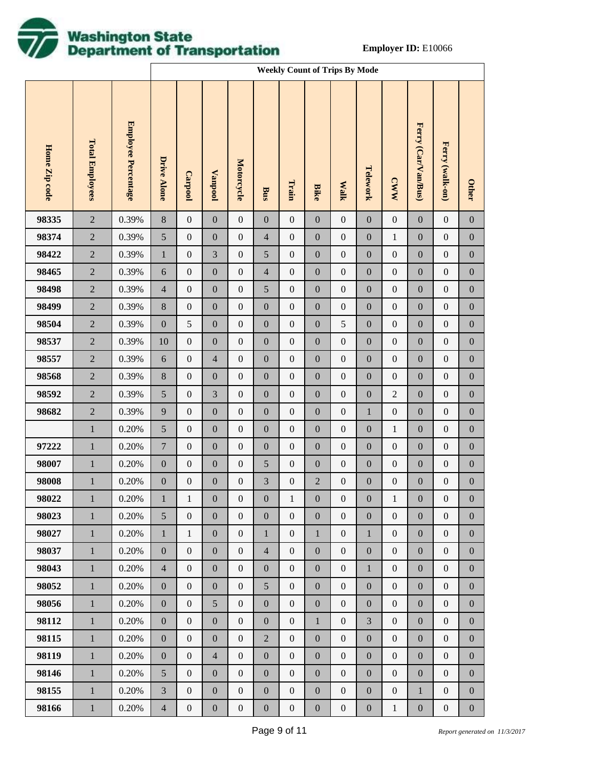**Washington State Department of Transportation**

**Employer ID:** E10066

| Home Zip code | Total Employees | Employee Percentage | Weekly Count of Trips By Mode | | | | | | | | | | | | |
|---|---|---|---|---|---|---|---|---|---|---|---|---|---|---|---|
| | | | Drive Alone | Carpool | Vanpool | Motorcycle | Bus | Train | Bike | Walk | Telework | CWW | Ferry (Car/Van/Bus) | Ferry (walk-on) | Other |
| 98335 | 2 | 0.39% | 8 | 0 | 0 | 0 | 0 | 0 | 0 | 0 | 0 | 0 | 0 | 0 | 0 |
| 98374 | 2 | 0.39% | 5 | 0 | 0 | 0 | 4 | 0 | 0 | 0 | 0 | 1 | 0 | 0 | 0 |
| 98422 | 2 | 0.39% | 1 | 0 | 3 | 0 | 5 | 0 | 0 | 0 | 0 | 0 | 0 | 0 | 0 |
| 98465 | 2 | 0.39% | 6 | 0 | 0 | 0 | 4 | 0 | 0 | 0 | 0 | 0 | 0 | 0 | 0 |
| 98498 | 2 | 0.39% | 4 | 0 | 0 | 0 | 5 | 0 | 0 | 0 | 0 | 0 | 0 | 0 | 0 |
| 98499 | 2 | 0.39% | 8 | 0 | 0 | 0 | 0 | 0 | 0 | 0 | 0 | 0 | 0 | 0 | 0 |
| 98504 | 2 | 0.39% | 0 | 5 | 0 | 0 | 0 | 0 | 0 | 5 | 0 | 0 | 0 | 0 | 0 |
| 98537 | 2 | 0.39% | 10 | 0 | 0 | 0 | 0 | 0 | 0 | 0 | 0 | 0 | 0 | 0 | 0 |
| 98557 | 2 | 0.39% | 6 | 0 | 4 | 0 | 0 | 0 | 0 | 0 | 0 | 0 | 0 | 0 | 0 |
| 98568 | 2 | 0.39% | 8 | 0 | 0 | 0 | 0 | 0 | 0 | 0 | 0 | 0 | 0 | 0 | 0 |
| 98592 | 2 | 0.39% | 5 | 0 | 3 | 0 | 0 | 0 | 0 | 0 | 0 | 2 | 0 | 0 | 0 |
| 98682 | 2 | 0.39% | 9 | 0 | 0 | 0 | 0 | 0 | 0 | 0 | 1 | 0 | 0 | 0 | 0 |
| | 1 | 0.20% | 5 | 0 | 0 | 0 | 0 | 0 | 0 | 0 | 0 | 1 | 0 | 0 | 0 |
| 97222 | 1 | 0.20% | 7 | 0 | 0 | 0 | 0 | 0 | 0 | 0 | 0 | 0 | 0 | 0 | 0 |
| 98007 | 1 | 0.20% | 0 | 0 | 0 | 0 | 5 | 0 | 0 | 0 | 0 | 0 | 0 | 0 | 0 |
| 98008 | 1 | 0.20% | 0 | 0 | 0 | 0 | 3 | 0 | 2 | 0 | 0 | 0 | 0 | 0 | 0 |
| 98022 | 1 | 0.20% | 1 | 1 | 0 | 0 | 0 | 1 | 0 | 0 | 0 | 1 | 0 | 0 | 0 |
| 98023 | 1 | 0.20% | 5 | 0 | 0 | 0 | 0 | 0 | 0 | 0 | 0 | 0 | 0 | 0 | 0 |
| 98027 | 1 | 0.20% | 1 | 1 | 0 | 0 | 1 | 0 | 1 | 0 | 1 | 0 | 0 | 0 | 0 |
| 98037 | 1 | 0.20% | 0 | 0 | 0 | 0 | 4 | 0 | 0 | 0 | 0 | 0 | 0 | 0 | 0 |
| 98043 | 1 | 0.20% | 4 | 0 | 0 | 0 | 0 | 0 | 0 | 0 | 1 | 0 | 0 | 0 | 0 |
| 98052 | 1 | 0.20% | 0 | 0 | 0 | 0 | 5 | 0 | 0 | 0 | 0 | 0 | 0 | 0 | 0 |
| 98056 | 1 | 0.20% | 0 | 0 | 5 | 0 | 0 | 0 | 0 | 0 | 0 | 0 | 0 | 0 | 0 |
| 98112 | 1 | 0.20% | 0 | 0 | 0 | 0 | 0 | 0 | 1 | 0 | 3 | 0 | 0 | 0 | 0 |
| 98115 | 1 | 0.20% | 0 | 0 | 0 | 0 | 2 | 0 | 0 | 0 | 0 | 0 | 0 | 0 | 0 |
| 98119 | 1 | 0.20% | 0 | 0 | 4 | 0 | 0 | 0 | 0 | 0 | 0 | 0 | 0 | 0 | 0 |
| 98146 | 1 | 0.20% | 5 | 0 | 0 | 0 | 0 | 0 | 0 | 0 | 0 | 0 | 0 | 0 | 0 |
| 98155 | 1 | 0.20% | 3 | 0 | 0 | 0 | 0 | 0 | 0 | 0 | 0 | 0 | 1 | 0 | 0 |
| 98166 | 1 | 0.20% | 4 | 0 | 0 | 0 | 0 | 0 | 0 | 0 | 0 | 1 | 0 | 0 | 0 |

*Report generated on 11/3/2017*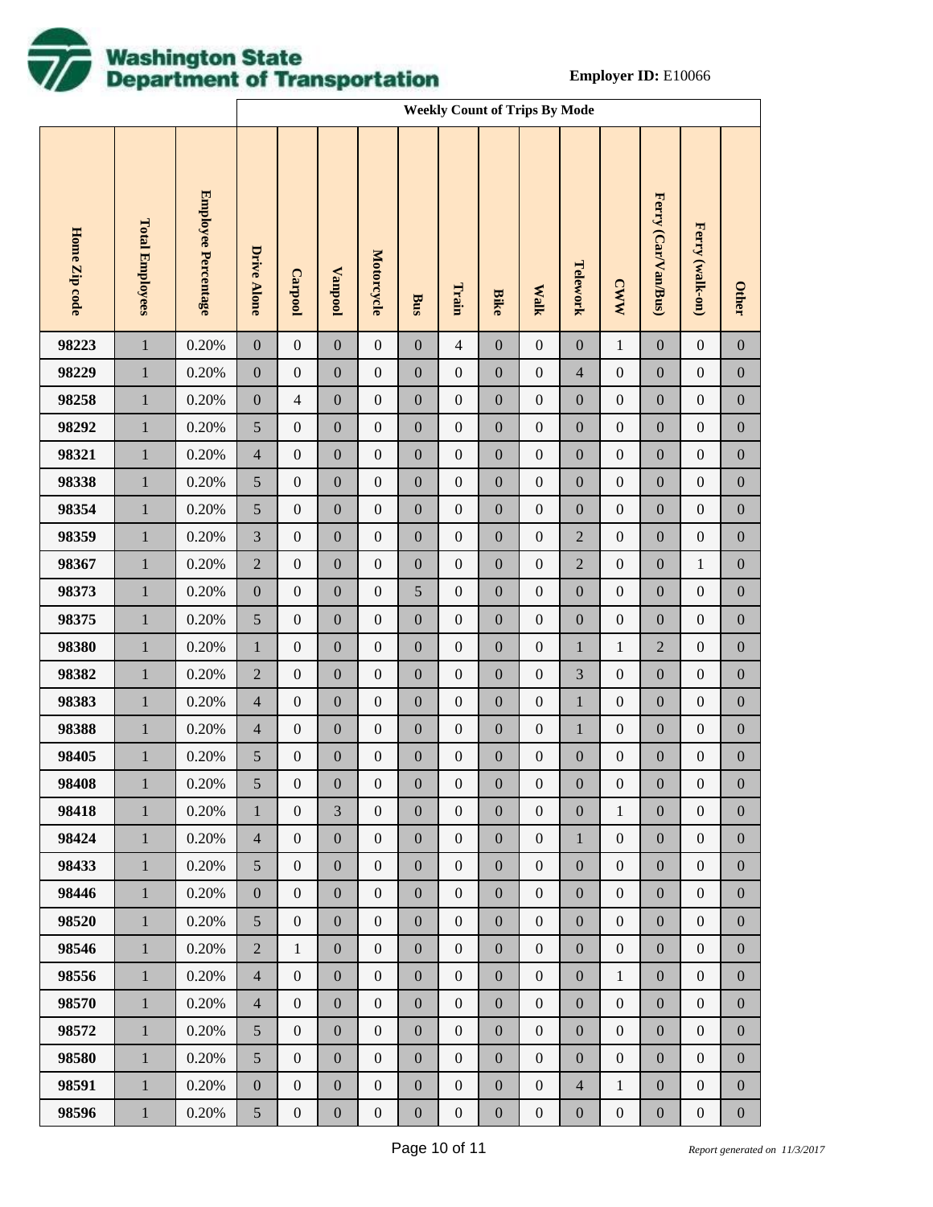# Washington State Department of Transportation

**Employer ID:** E10066

| Home Zip code | Total Employees | Employee Percentage | Weekly Count of Trips By Mode | | | | | | | | | | | | |
|---|---|---|---|---|---|---|---|---|---|---|---|---|---|---|---|
| | | | Drive Alone | Carpool | Vanpool | Motorcycle | Bus | Train | Bike | Walk | Telework | CWW | Ferry (Car/Van/Bus) | Ferry (walk-on) | Other |
| 98223 | 1 | 0.20% | 0 | 0 | 0 | 0 | 0 | 4 | 0 | 0 | 0 | 1 | 0 | 0 | 0 |
| 98229 | 1 | 0.20% | 0 | 0 | 0 | 0 | 0 | 0 | 0 | 0 | 4 | 0 | 0 | 0 | 0 |
| 98258 | 1 | 0.20% | 0 | 4 | 0 | 0 | 0 | 0 | 0 | 0 | 0 | 0 | 0 | 0 | 0 |
| 98292 | 1 | 0.20% | 5 | 0 | 0 | 0 | 0 | 0 | 0 | 0 | 0 | 0 | 0 | 0 | 0 |
| 98321 | 1 | 0.20% | 4 | 0 | 0 | 0 | 0 | 0 | 0 | 0 | 0 | 0 | 0 | 0 | 0 |
| 98338 | 1 | 0.20% | 5 | 0 | 0 | 0 | 0 | 0 | 0 | 0 | 0 | 0 | 0 | 0 | 0 |
| 98354 | 1 | 0.20% | 5 | 0 | 0 | 0 | 0 | 0 | 0 | 0 | 0 | 0 | 0 | 0 | 0 |
| 98359 | 1 | 0.20% | 3 | 0 | 0 | 0 | 0 | 0 | 0 | 0 | 2 | 0 | 0 | 0 | 0 |
| 98367 | 1 | 0.20% | 2 | 0 | 0 | 0 | 0 | 0 | 0 | 0 | 2 | 0 | 0 | 1 | 0 |
| 98373 | 1 | 0.20% | 0 | 0 | 0 | 0 | 5 | 0 | 0 | 0 | 0 | 0 | 0 | 0 | 0 |
| 98375 | 1 | 0.20% | 5 | 0 | 0 | 0 | 0 | 0 | 0 | 0 | 0 | 0 | 0 | 0 | 0 |
| 98380 | 1 | 0.20% | 1 | 0 | 0 | 0 | 0 | 0 | 0 | 0 | 1 | 1 | 2 | 0 | 0 |
| 98382 | 1 | 0.20% | 2 | 0 | 0 | 0 | 0 | 0 | 0 | 0 | 3 | 0 | 0 | 0 | 0 |
| 98383 | 1 | 0.20% | 4 | 0 | 0 | 0 | 0 | 0 | 0 | 0 | 1 | 0 | 0 | 0 | 0 |
| 98388 | 1 | 0.20% | 4 | 0 | 0 | 0 | 0 | 0 | 0 | 0 | 1 | 0 | 0 | 0 | 0 |
| 98405 | 1 | 0.20% | 5 | 0 | 0 | 0 | 0 | 0 | 0 | 0 | 0 | 0 | 0 | 0 | 0 |
| 98408 | 1 | 0.20% | 5 | 0 | 0 | 0 | 0 | 0 | 0 | 0 | 0 | 0 | 0 | 0 | 0 |
| 98418 | 1 | 0.20% | 1 | 0 | 3 | 0 | 0 | 0 | 0 | 0 | 0 | 1 | 0 | 0 | 0 |
| 98424 | 1 | 0.20% | 4 | 0 | 0 | 0 | 0 | 0 | 0 | 0 | 1 | 0 | 0 | 0 | 0 |
| 98433 | 1 | 0.20% | 5 | 0 | 0 | 0 | 0 | 0 | 0 | 0 | 0 | 0 | 0 | 0 | 0 |
| 98446 | 1 | 0.20% | 0 | 0 | 0 | 0 | 0 | 0 | 0 | 0 | 0 | 0 | 0 | 0 | 0 |
| 98520 | 1 | 0.20% | 5 | 0 | 0 | 0 | 0 | 0 | 0 | 0 | 0 | 0 | 0 | 0 | 0 |
| 98546 | 1 | 0.20% | 2 | 1 | 0 | 0 | 0 | 0 | 0 | 0 | 0 | 0 | 0 | 0 | 0 |
| 98556 | 1 | 0.20% | 4 | 0 | 0 | 0 | 0 | 0 | 0 | 0 | 0 | 1 | 0 | 0 | 0 |
| 98570 | 1 | 0.20% | 4 | 0 | 0 | 0 | 0 | 0 | 0 | 0 | 0 | 0 | 0 | 0 | 0 |
| 98572 | 1 | 0.20% | 5 | 0 | 0 | 0 | 0 | 0 | 0 | 0 | 0 | 0 | 0 | 0 | 0 |
| 98580 | 1 | 0.20% | 5 | 0 | 0 | 0 | 0 | 0 | 0 | 0 | 0 | 0 | 0 | 0 | 0 |
| 98591 | 1 | 0.20% | 0 | 0 | 0 | 0 | 0 | 0 | 0 | 0 | 4 | 1 | 0 | 0 | 0 |
| 98596 | 1 | 0.20% | 5 | 0 | 0 | 0 | 0 | 0 | 0 | 0 | 0 | 0 | 0 | 0 | 0 |

*Report generated on 11/3/2017*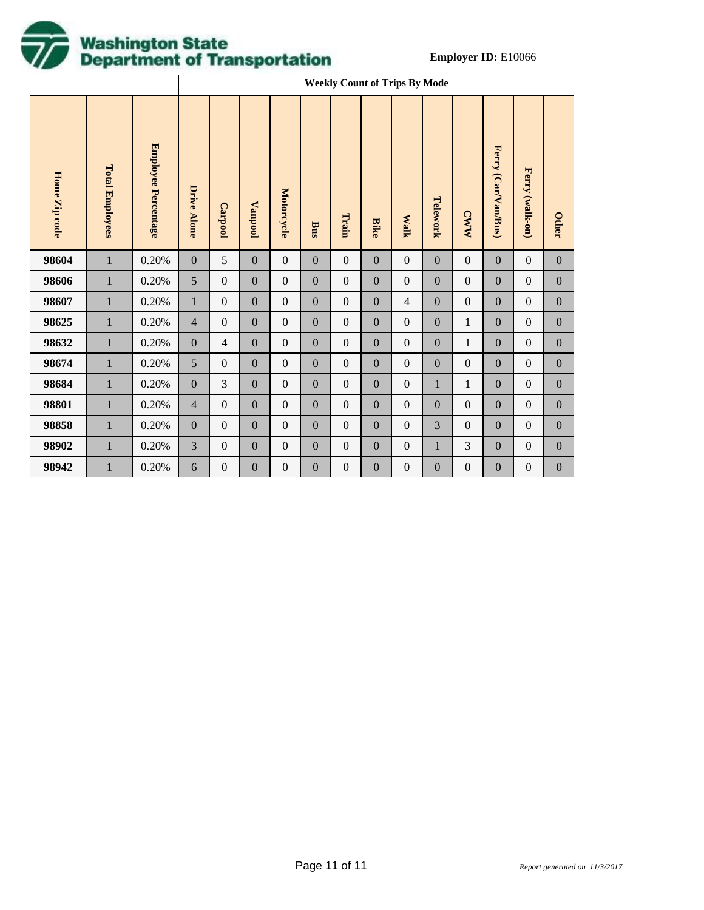**Washington State Department of Transportation**

**Employer ID:** E10066

| | | | Weekly Count of Trips By Mode | | | | | | | | | | | | | |
|---|---|---|---|---|---|---|---|---|---|---|---|---|---|---|---|---|
| **Home Zip code** | **Total Employees** | **Employee Percentage** | **Drive Alone** | **Carpool** | **Vanpool** | **Motorcycle** | **Bus** | **Train** | **Bike** | **Walk** | **Telework** | **CWW** | **Ferry (Car/Van/Bus)** | **Ferry (walk-on)** | **Other** |
| **98604** | 1 | 0.20% | 0 | 5 | 0 | 0 | 0 | 0 | 0 | 0 | 0 | 0 | 0 | 0 | 0 |
| **98606** | 1 | 0.20% | 5 | 0 | 0 | 0 | 0 | 0 | 0 | 0 | 0 | 0 | 0 | 0 | 0 |
| **98607** | 1 | 0.20% | 1 | 0 | 0 | 0 | 0 | 0 | 0 | 4 | 0 | 0 | 0 | 0 | 0 |
| **98625** | 1 | 0.20% | 4 | 0 | 0 | 0 | 0 | 0 | 0 | 0 | 0 | 1 | 0 | 0 | 0 |
| **98632** | 1 | 0.20% | 0 | 4 | 0 | 0 | 0 | 0 | 0 | 0 | 0 | 1 | 0 | 0 | 0 |
| **98674** | 1 | 0.20% | 5 | 0 | 0 | 0 | 0 | 0 | 0 | 0 | 0 | 0 | 0 | 0 | 0 |
| **98684** | 1 | 0.20% | 0 | 3 | 0 | 0 | 0 | 0 | 0 | 0 | 1 | 1 | 0 | 0 | 0 |
| **98801** | 1 | 0.20% | 4 | 0 | 0 | 0 | 0 | 0 | 0 | 0 | 0 | 0 | 0 | 0 | 0 |
| **98858** | 1 | 0.20% | 0 | 0 | 0 | 0 | 0 | 0 | 0 | 0 | 3 | 0 | 0 | 0 | 0 |
| **98902** | 1 | 0.20% | 3 | 0 | 0 | 0 | 0 | 0 | 0 | 0 | 1 | 3 | 0 | 0 | 0 |
| **98942** | 1 | 0.20% | 6 | 0 | 0 | 0 | 0 | 0 | 0 | 0 | 0 | 0 | 0 | 0 | 0 |

*Report generated on 11/3/2017*